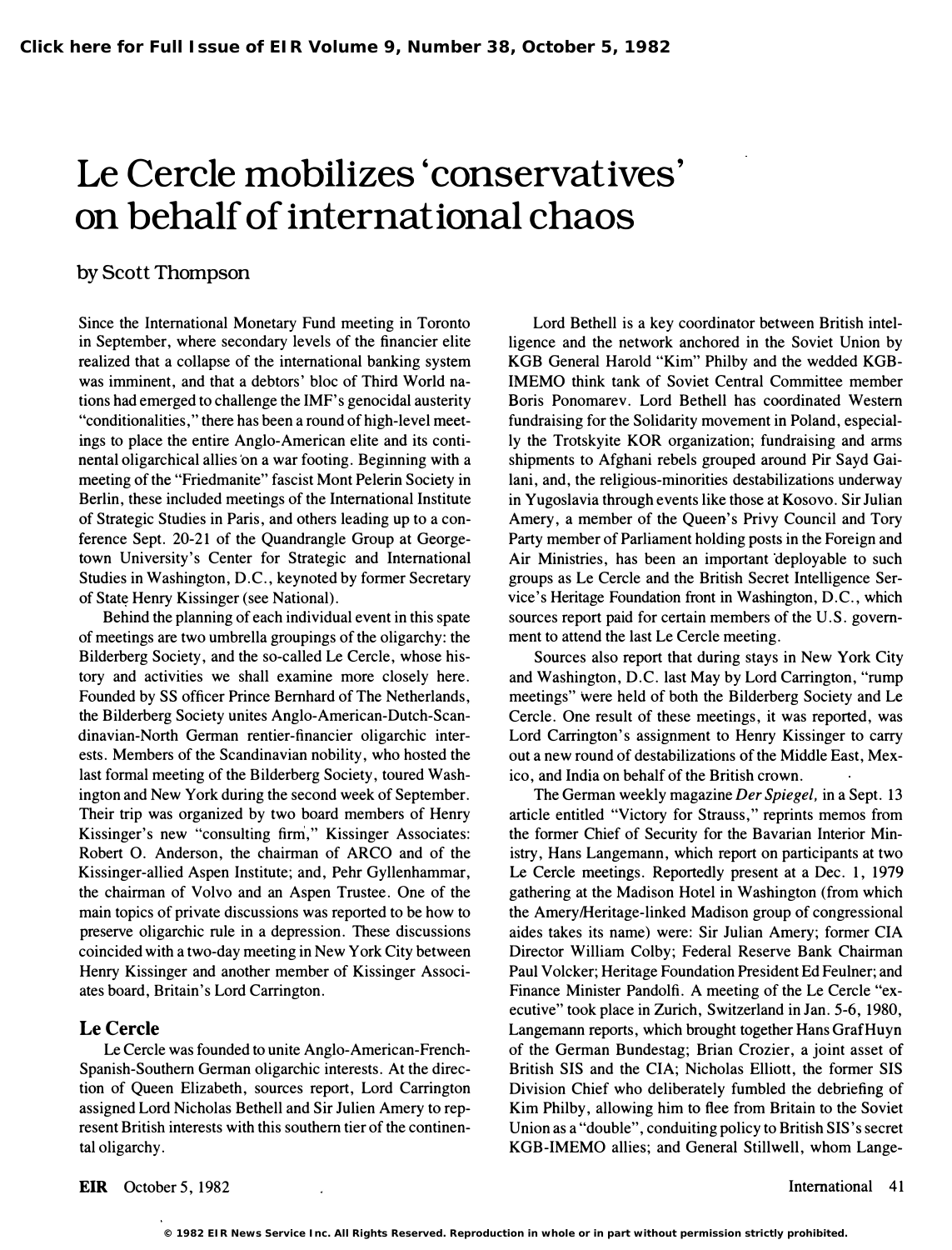# Le Cercle mobilizes 'conservatives' on behalf of international chaos

by Scott Thompson

Since the International Monetary Fund meeting in Toronto in September, where secondary levels of the financier elite realized that a collapse of the international banking system was imminent, and that a debtors' bloc of Third World nations had emerged to challenge the IMF's genocidal austerity "conditionalities," there has been a round of high-level meetings to place the entire Anglo-American elite and its continental oligarchical allies on a war footing. Beginning with a meeting of the "Friedmanite" fascist Mont Pelerin Society in Berlin, these included meetings of the International Institute of Strategic Studies in Paris, and others leading up to a conference Sept. 20-21 of the Quandrangle Group at Georgetown University's Center for Strategic and International Studies in Washington, D.C., keynoted by former Secretary of State Henry Kissinger (see National).

Behind the planning of each individual event in this spate of meetings are two umbrella groupings of the oligarchy: the Bilderberg Society, and the so-called Le Cercle, whose history and activities we shall examine more closely here. Founded by SS officer Prince Bernhard of The Netherlands, the Bilderberg Society unites Anglo-American-Dutch-Scandinavian-North German rentier-financier oligarchic interests. Members of the Scandinavian nobility, who hosted the last formal meeting of the Bilderberg Society, toured Washington and New York during the second week of September. Their trip was organized by two board members of Henry Kissinger's new "consulting firm," Kissinger Associates: Robert O. Anderson, the chairman of ARCO and of the Kissinger-allied Aspen Institute; and, Pehr Gyllenhammar, the chairman of Volvo and an Aspen Trustee. One of the main topics of private discussions was reported to be how to preserve oligarchic rule in a depression. These discussions coincided with a two-day meeting in New York City between Henry Kissinger and another member of Kissinger Associates board, Britain's Lord Carrington.

## Le Cercle

Le Cercle was founded to unite Anglo-American-French-Spanish-Southern German oligarchic interests. At the direction of Queen Elizabeth, sources report, Lord Carrington assigned Lord Nicholas Bethell and Sir Julien Amery to represent British interests with this southern tier of the continental oligarchy.

Lord Bethell is a key coordinator between British intelligence and the network anchored in the Soviet Union by KGB General Harold "Kim" Philby and the wedded KGB-IMEMO think tank of Soviet Central Committee member Boris Ponomarev. Lord Bethell has coordinated Western fundraising for the Solidarity movement in Poland, especially the Trotskyite KOR organization; fundraising and arms shipments to Afghani rebels grouped around Pir Sayd Gailani, and, the religious-minorities destabilizations underway in Yugoslavia through events like those at Kosovo. Sir Julian Amery, a member of the Queen's Privy Council and Tory Party member of Parliament holding posts in the Foreign and Air Ministries, has been an important deployable to such groups as Le Cercle and the British Secret Intelligence Service's Heritage Foundation front in Washington, D.C., which sources report paid for certain members of the U.S. government to attend the last Le Cercle meeting.

Sources also report that during stays in New York City and Washington, D.C. last May by Lord Carrington, "rump meetings" were held of both the Bilderberg Society and Le Cercle. One result of these meetings, it was reported, was Lord Carrington's assignment to Henry Kissinger to carry out a new round of destabilizations of the Middle East, Mexico, and India on behalf of the British crown.

The German weekly magazine *Der Spiegel,* in a Sept. 13 article entitled "Victory for Strauss," reprints memos from the former Chief of Security for the Bavarian Interior Ministry, Hans Langemann, which report on participants at two Le Cercle meetings. Reportedly present at a Dec. 1, 1979 gathering at the Madison Hotel in Washington (from which the Amery/Heritage-linked Madison group of congressional aides takes its name) were: Sir Julian Amery; former CIA Director William Colby; Federal Reserve Bank Chairman Paul Volcker; Heritage Foundation President Ed Feulner; and Finance Minister Pandolfi. A meeting of the Le Cercle "executive" took place in Zurich, Switzerland in Jan. 5-6, 1980, Langemann reports, which brought together Hans Graf Huyn of the German Bundestag; Brian Crozier, a joint asset of British SIS and the CIA; Nicholas Elliott, the former SIS Division Chief who deliberately fumbled the debriefing of Kim Philby, allowing him to flee from Britain to the Soviet Union as a "double", conduiting policy to British SIS's secret KGB-IMEMO allies; and General Stillwell, whom Lange-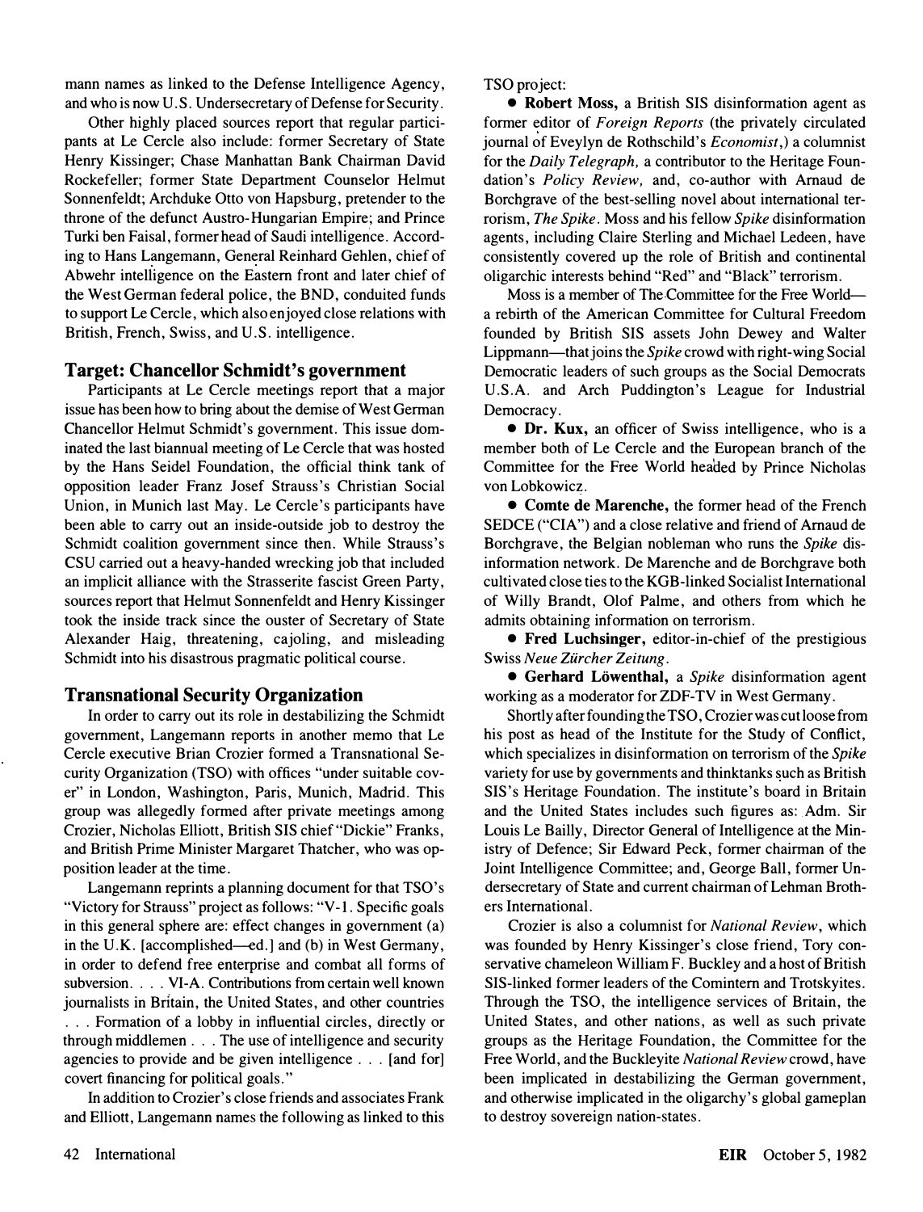mann names as linked to the Defense Intelligence Agency, and who is now U.S. Undersecretary of Defense for Security.

Other highly placed sources report that regular participants at Le Cercle also include: former Secretary of State Henry Kissinger; Chase Manhattan Bank Chairman David Rockefeller; former State Department Counselor Helmut Sonnenfeldt; Archduke Otto von Hapsburg, pretender to the throne of the defunct Austro-Hungarian Empire; and Prince Turki ben Faisal, former head of Saudi intelligence. According to Hans Langemann, General Reinhard Gehlen, chief of Abwehr intelligence on the Eastern front and later chief of the West German federal police, the BND, conduited funds to support Le Cercle, which also enjoyed close relations with British, French, Swiss, and U.S. intelligence.

## Target: Chancellor Schmidt's government

Participants at Le Cercle meetings report that a major issue has been how to bring about the demise of West German Chancellor Helmut Schmidt's government. This issue dominated the last biannual meeting of Le Cercle that was hosted by the Hans Seidel Foundation, the official think tank of opposition leader Franz Josef Strauss's Christian Social Union, in Munich last May. Le Cercle's participants have been able to carry out an inside-outside job to destroy the Schmidt coalition government since then. While Strauss's CSU carried out a heavy-handed wrecking job that included an implicit alliance with the Strasserite fascist Green Party, sources report that Helmut Sonnenfeldt and Henry Kissinger took the inside track since the ouster of Secretary of State Alexander Haig, threatening, cajoling, and misleading Schmidt into his disastrous pragmatic political course.

## Transnational Security Organization

In order to carry out its role in destabilizing the Schmidt government, Langemann reports in another memo that Le Cercle executive Brian Crozier formed a Transnational Security Organization (TSO) with offices "under suitable cover" in London, Washington, Paris, Munich, Madrid. This group was allegedly formed after private meetings among Crozier, Nicholas Elliott, British SIS chief "Dickie" Franks, and British Prime Minister Margaret Thatcher, who was opposition leader at the time.

Langemann reprints a planning document for that TSO's "Victory for Strauss" project as follows: "V-1. Specific goals in this general sphere are: effect changes in government (a) in the U.K. [accomplished—ed.] and (b) in West Germany, in order to defend free enterprise and combat all forms of subversion. . . . VI-A. Contributions from certain well known journalists in Britain, the United States, and other countries . . . Formation of a lobby in influential circles, directly or through middlemen . . . The use of intelligence and security agencies to provide and be given intelligence . . . [and for] covert financing for political goals."

In addition to Crozier's close friends and associates Frank and Elliott, Langemann names the following as linked to this TSO project:

- **Robert Moss,** a British SIS disinformation agent as former editor of *Foreign Reports* (the privately circulated journal of Eveylyn de Rothschild's *Economist*,) a columnist for the *Daily Telegraph,* a contributor to the Heritage Foundation's *Policy Review,* and, co-author with Arnaud de Borchgrave of the best-selling novel about international terrorism, *The Spike*. Moss and his fellow *Spike* disinformation agents, including Claire Sterling and Michael Ledeen, have consistently covered up the role of British and continental oligarchic interests behind "Red" and "Black" terrorism.

Moss is a member of The Committee for the Free World—a rebirth of the American Committee for Cultural Freedom founded by British SIS assets John Dewey and Walter Lippmann—that joins the *Spike* crowd with right-wing Social Democratic leaders of such groups as the Social Democrats U.S.A. and Arch Puddington's League for Industrial Democracy.

- **Dr. Kux,** an officer of Swiss intelligence, who is a member both of Le Cercle and the European branch of the Committee for the Free World headed by Prince Nicholas von Lobkowicz.
- **Comte de Marenche,** the former head of the French SEDCE ("CIA") and a close relative and friend of Arnaud de Borchgrave, the Belgian nobleman who runs the *Spike* disinformation network. De Marenche and de Borchgrave both cultivated close ties to the KGB-linked Socialist International of Willy Brandt, Olof Palme, and others from which he admits obtaining information on terrorism.
- **Fred Luchsinger,** editor-in-chief of the prestigious Swiss *Neue Zürcher Zeitung*.
- **Gerhard Löwenthal,** a *Spike* disinformation agent working as a moderator for ZDF-TV in West Germany.

Shortly after founding the TSO, Crozier was cut loose from his post as head of the Institute for the Study of Conflict, which specializes in disinformation on terrorism of the *Spike* variety for use by governments and thinktanks such as British SIS's Heritage Foundation. The institute's board in Britain and the United States includes such figures as: Adm. Sir Louis Le Bailly, Director General of Intelligence at the Ministry of Defence; Sir Edward Peck, former chairman of the Joint Intelligence Committee; and, George Ball, former Undersecretary of State and current chairman of Lehman Brothers International.

Crozier is also a columnist for *National Review*, which was founded by Henry Kissinger's close friend, Tory conservative chameleon William F. Buckley and a host of British SIS-linked former leaders of the Comintern and Trotskyites. Through the TSO, the intelligence services of Britain, the United States, and other nations, as well as such private groups as the Heritage Foundation, the Committee for the Free World, and the Buckleyite *National Review* crowd, have been implicated in destabilizing the German government, and otherwise implicated in the oligarchy's global gameplan to destroy sovereign nation-states.